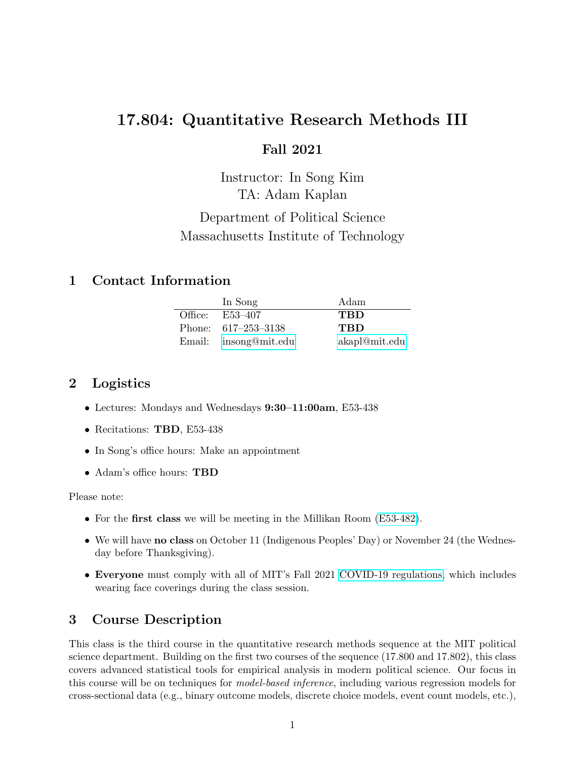# 17.804: Quantitative Research Methods III

## Fall 2021

Instructor: In Song Kim
TA: Adam Kaplan

Department of Political Science
Massachusetts Institute of Technology

## 1 Contact Information

| | In Song | Adam |
|---|---|---|
| Office: | E53–407 | **TBD** |
| Phone: | 617–253–3138 | **TBD** |
| Email: | insong@mit.edu | akapl@mit.edu |

## 2 Logistics

- Lectures: Mondays and Wednesdays **9:30–11:00am**, E53-438
- Recitations: **TBD**, E53-438
- In Song's office hours: Make an appointment
- Adam's office hours: **TBD**

Please note:

- For the **first class** we will be meeting in the Millikan Room (E53-482).
- We will have **no class** on October 11 (Indigenous Peoples' Day) or November 24 (the Wednesday before Thanksgiving).
- **Everyone** must comply with all of MIT's Fall 2021 COVID-19 regulations, which includes wearing face coverings during the class session.

## 3 Course Description

This class is the third course in the quantitative research methods sequence at the MIT political science department. Building on the first two courses of the sequence (17.800 and 17.802), this class covers advanced statistical tools for empirical analysis in modern political science. Our focus in this course will be on techniques for *model-based inference*, including various regression models for cross-sectional data (e.g., binary outcome models, discrete choice models, event count models, etc.),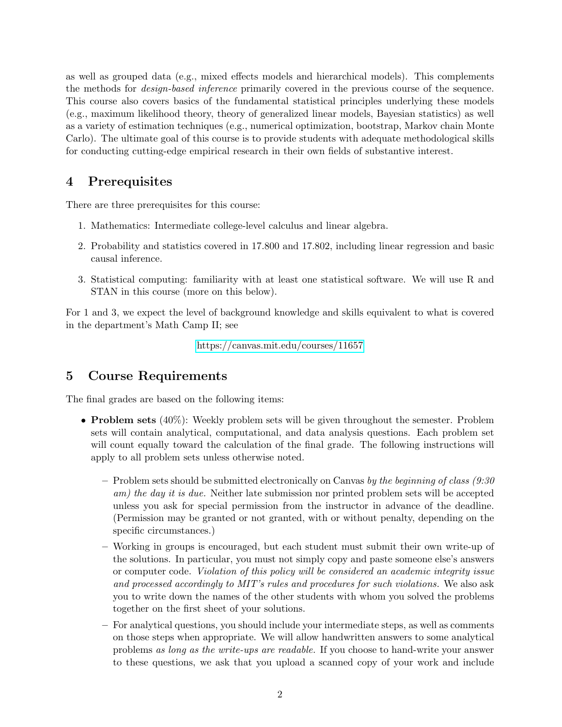as well as grouped data (e.g., mixed effects models and hierarchical models). This complements the methods for *design-based inference* primarily covered in the previous course of the sequence. This course also covers basics of the fundamental statistical principles underlying these models (e.g., maximum likelihood theory, theory of generalized linear models, Bayesian statistics) as well as a variety of estimation techniques (e.g., numerical optimization, bootstrap, Markov chain Monte Carlo). The ultimate goal of this course is to provide students with adequate methodological skills for conducting cutting-edge empirical research in their own fields of substantive interest.

## 4 Prerequisites

There are three prerequisites for this course:

1. Mathematics: Intermediate college-level calculus and linear algebra.
2. Probability and statistics covered in 17.800 and 17.802, including linear regression and basic causal inference.
3. Statistical computing: familiarity with at least one statistical software. We will use R and STAN in this course (more on this below).

For 1 and 3, we expect the level of background knowledge and skills equivalent to what is covered in the department's Math Camp II; see

https://canvas.mit.edu/courses/11657

## 5 Course Requirements

The final grades are based on the following items:

- **Problem sets** (40%): Weekly problem sets will be given throughout the semester. Problem sets will contain analytical, computational, and data analysis questions. Each problem set will count equally toward the calculation of the final grade. The following instructions will apply to all problem sets unless otherwise noted.
  - Problem sets should be submitted electronically on Canvas *by the beginning of class (9:30 am) the day it is due.* Neither late submission nor printed problem sets will be accepted unless you ask for special permission from the instructor in advance of the deadline. (Permission may be granted or not granted, with or without penalty, depending on the specific circumstances.)
  - Working in groups is encouraged, but each student must submit their own write-up of the solutions. In particular, you must not simply copy and paste someone else's answers or computer code. *Violation of this policy will be considered an academic integrity issue and processed accordingly to MIT's rules and procedures for such violations.* We also ask you to write down the names of the other students with whom you solved the problems together on the first sheet of your solutions.
  - For analytical questions, you should include your intermediate steps, as well as comments on those steps when appropriate. We will allow handwritten answers to some analytical problems *as long as the write-ups are readable.* If you choose to hand-write your answer to these questions, we ask that you upload a scanned copy of your work and include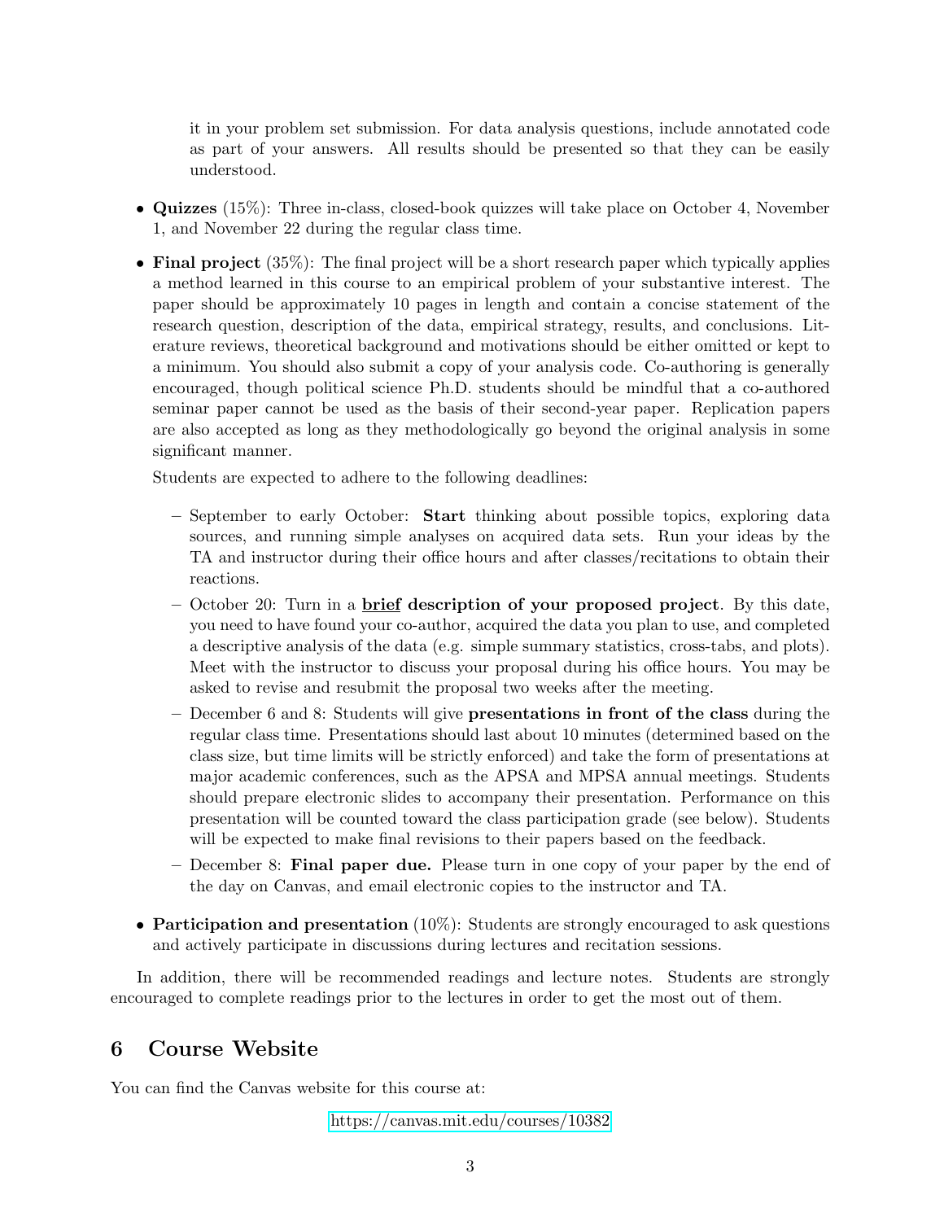it in your problem set submission. For data analysis questions, include annotated code as part of your answers. All results should be presented so that they can be easily understood.

- **Quizzes** (15%): Three in-class, closed-book quizzes will take place on October 4, November 1, and November 22 during the regular class time.

- **Final project** (35%): The final project will be a short research paper which typically applies a method learned in this course to an empirical problem of your substantive interest. The paper should be approximately 10 pages in length and contain a concise statement of the research question, description of the data, empirical strategy, results, and conclusions. Literature reviews, theoretical background and motivations should be either omitted or kept to a minimum. You should also submit a copy of your analysis code. Co-authoring is generally encouraged, though political science Ph.D. students should be mindful that a co-authored seminar paper cannot be used as the basis of their second-year paper. Replication papers are also accepted as long as they methodologically go beyond the original analysis in some significant manner.

  Students are expected to adhere to the following deadlines:

  - September to early October: **Start** thinking about possible topics, exploring data sources, and running simple analyses on acquired data sets. Run your ideas by the TA and instructor during their office hours and after classes/recitations to obtain their reactions.
  - October 20: Turn in a **<u>brief</u> description of your proposed project**. By this date, you need to have found your co-author, acquired the data you plan to use, and completed a descriptive analysis of the data (e.g. simple summary statistics, cross-tabs, and plots). Meet with the instructor to discuss your proposal during his office hours. You may be asked to revise and resubmit the proposal two weeks after the meeting.
  - December 6 and 8: Students will give **presentations in front of the class** during the regular class time. Presentations should last about 10 minutes (determined based on the class size, but time limits will be strictly enforced) and take the form of presentations at major academic conferences, such as the APSA and MPSA annual meetings. Students should prepare electronic slides to accompany their presentation. Performance on this presentation will be counted toward the class participation grade (see below). Students will be expected to make final revisions to their papers based on the feedback.
  - December 8: **Final paper due.** Please turn in one copy of your paper by the end of the day on Canvas, and email electronic copies to the instructor and TA.

- **Participation and presentation** (10%): Students are strongly encouraged to ask questions and actively participate in discussions during lectures and recitation sessions.

In addition, there will be recommended readings and lecture notes. Students are strongly encouraged to complete readings prior to the lectures in order to get the most out of them.

## 6 Course Website

You can find the Canvas website for this course at:

https://canvas.mit.edu/courses/10382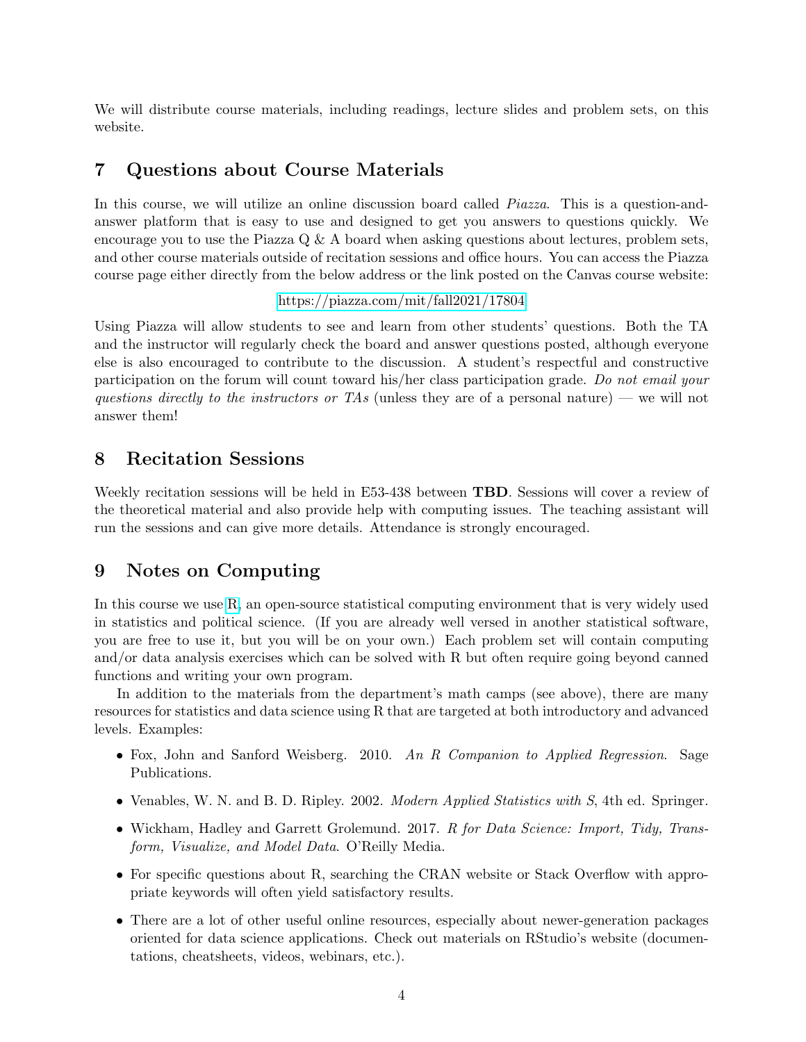We will distribute course materials, including readings, lecture slides and problem sets, on this website.

## 7 Questions about Course Materials

In this course, we will utilize an online discussion board called *Piazza*. This is a question-and-answer platform that is easy to use and designed to get you answers to questions quickly. We encourage you to use the Piazza Q & A board when asking questions about lectures, problem sets, and other course materials outside of recitation sessions and office hours. You can access the Piazza course page either directly from the below address or the link posted on the Canvas course website:

https://piazza.com/mit/fall2021/17804

Using Piazza will allow students to see and learn from other students' questions. Both the TA and the instructor will regularly check the board and answer questions posted, although everyone else is also encouraged to contribute to the discussion. A student's respectful and constructive participation on the forum will count toward his/her class participation grade. *Do not email your questions directly to the instructors or TAs* (unless they are of a personal nature) — we will not answer them!

## 8 Recitation Sessions

Weekly recitation sessions will be held in E53-438 between **TBD**. Sessions will cover a review of the theoretical material and also provide help with computing issues. The teaching assistant will run the sessions and can give more details. Attendance is strongly encouraged.

## 9 Notes on Computing

In this course we use R, an open-source statistical computing environment that is very widely used in statistics and political science. (If you are already well versed in another statistical software, you are free to use it, but you will be on your own.) Each problem set will contain computing and/or data analysis exercises which can be solved with R but often require going beyond canned functions and writing your own program.

In addition to the materials from the department's math camps (see above), there are many resources for statistics and data science using R that are targeted at both introductory and advanced levels. Examples:

- Fox, John and Sanford Weisberg. 2010. *An R Companion to Applied Regression*. Sage Publications.
- Venables, W. N. and B. D. Ripley. 2002. *Modern Applied Statistics with S*, 4th ed. Springer.
- Wickham, Hadley and Garrett Grolemund. 2017. *R for Data Science: Import, Tidy, Transform, Visualize, and Model Data*. O'Reilly Media.
- For specific questions about R, searching the CRAN website or Stack Overflow with appropriate keywords will often yield satisfactory results.
- There are a lot of other useful online resources, especially about newer-generation packages oriented for data science applications. Check out materials on RStudio's website (documentations, cheatsheets, videos, webinars, etc.).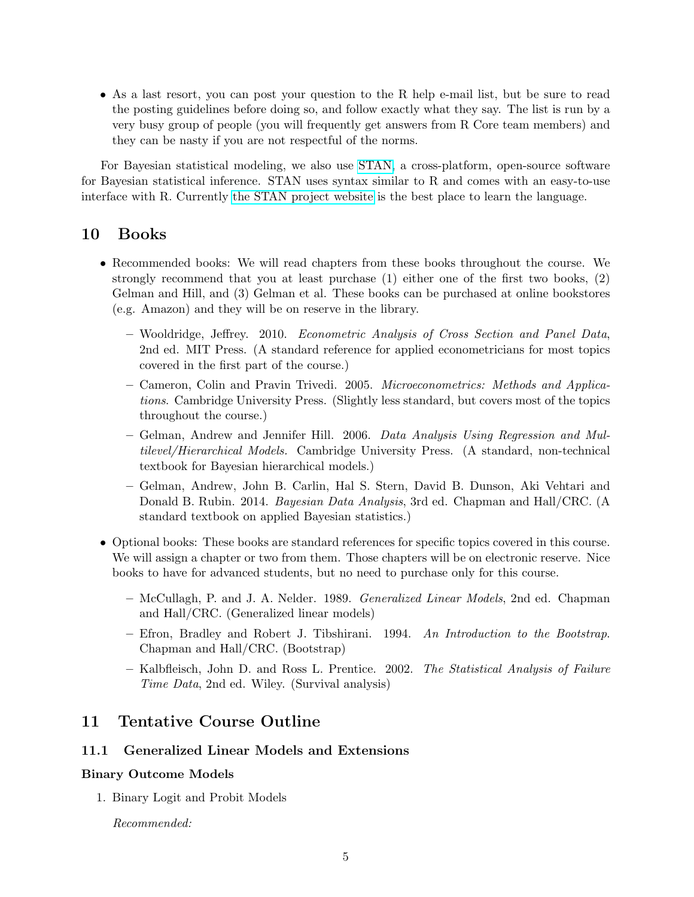- As a last resort, you can post your question to the R help e-mail list, but be sure to read the posting guidelines before doing so, and follow exactly what they say. The list is run by a very busy group of people (you will frequently get answers from R Core team members) and they can be nasty if you are not respectful of the norms.

For Bayesian statistical modeling, we also use STAN, a cross-platform, open-source software for Bayesian statistical inference. STAN uses syntax similar to R and comes with an easy-to-use interface with R. Currently the STAN project website is the best place to learn the language.

## 10 Books

- Recommended books: We will read chapters from these books throughout the course. We strongly recommend that you at least purchase (1) either one of the first two books, (2) Gelman and Hill, and (3) Gelman et al. These books can be purchased at online bookstores (e.g. Amazon) and they will be on reserve in the library.
  - Wooldridge, Jeffrey. 2010. *Econometric Analysis of Cross Section and Panel Data*, 2nd ed. MIT Press. (A standard reference for applied econometricians for most topics covered in the first part of the course.)
  - Cameron, Colin and Pravin Trivedi. 2005. *Microeconometrics: Methods and Applications*. Cambridge University Press. (Slightly less standard, but covers most of the topics throughout the course.)
  - Gelman, Andrew and Jennifer Hill. 2006. *Data Analysis Using Regression and Multilevel/Hierarchical Models.* Cambridge University Press. (A standard, non-technical textbook for Bayesian hierarchical models.)
  - Gelman, Andrew, John B. Carlin, Hal S. Stern, David B. Dunson, Aki Vehtari and Donald B. Rubin. 2014. *Bayesian Data Analysis*, 3rd ed. Chapman and Hall/CRC. (A standard textbook on applied Bayesian statistics.)
- Optional books: These books are standard references for specific topics covered in this course. We will assign a chapter or two from them. Those chapters will be on electronic reserve. Nice books to have for advanced students, but no need to purchase only for this course.
  - McCullagh, P. and J. A. Nelder. 1989. *Generalized Linear Models*, 2nd ed. Chapman and Hall/CRC. (Generalized linear models)
  - Efron, Bradley and Robert J. Tibshirani. 1994. *An Introduction to the Bootstrap.* Chapman and Hall/CRC. (Bootstrap)
  - Kalbfleisch, John D. and Ross L. Prentice. 2002. *The Statistical Analysis of Failure Time Data*, 2nd ed. Wiley. (Survival analysis)

## 11 Tentative Course Outline

### 11.1 Generalized Linear Models and Extensions

**Binary Outcome Models**

1. Binary Logit and Probit Models

   *Recommended:*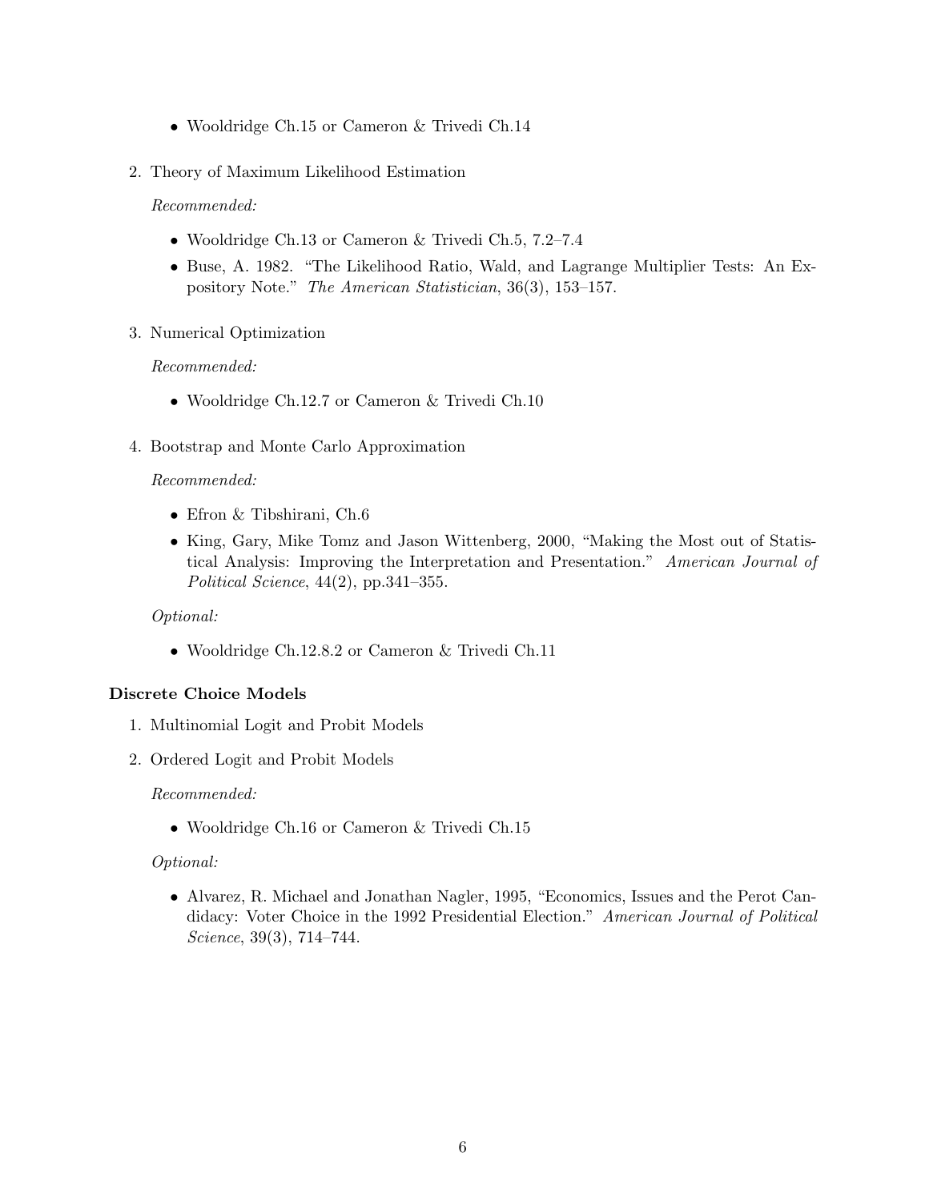- Wooldridge Ch.15 or Cameron & Trivedi Ch.14

2. Theory of Maximum Likelihood Estimation

   *Recommended:*

   - Wooldridge Ch.13 or Cameron & Trivedi Ch.5, 7.2–7.4
   - Buse, A. 1982. "The Likelihood Ratio, Wald, and Lagrange Multiplier Tests: An Expository Note." *The American Statistician*, 36(3), 153–157.

3. Numerical Optimization

   *Recommended:*

   - Wooldridge Ch.12.7 or Cameron & Trivedi Ch.10

4. Bootstrap and Monte Carlo Approximation

   *Recommended:*

   - Efron & Tibshirani, Ch.6
   - King, Gary, Mike Tomz and Jason Wittenberg, 2000, "Making the Most out of Statistical Analysis: Improving the Interpretation and Presentation." *American Journal of Political Science*, 44(2), pp.341–355.

   *Optional:*

   - Wooldridge Ch.12.8.2 or Cameron & Trivedi Ch.11

**Discrete Choice Models**

1. Multinomial Logit and Probit Models

2. Ordered Logit and Probit Models

   *Recommended:*

   - Wooldridge Ch.16 or Cameron & Trivedi Ch.15

   *Optional:*

   - Alvarez, R. Michael and Jonathan Nagler, 1995, "Economics, Issues and the Perot Candidacy: Voter Choice in the 1992 Presidential Election." *American Journal of Political Science*, 39(3), 714–744.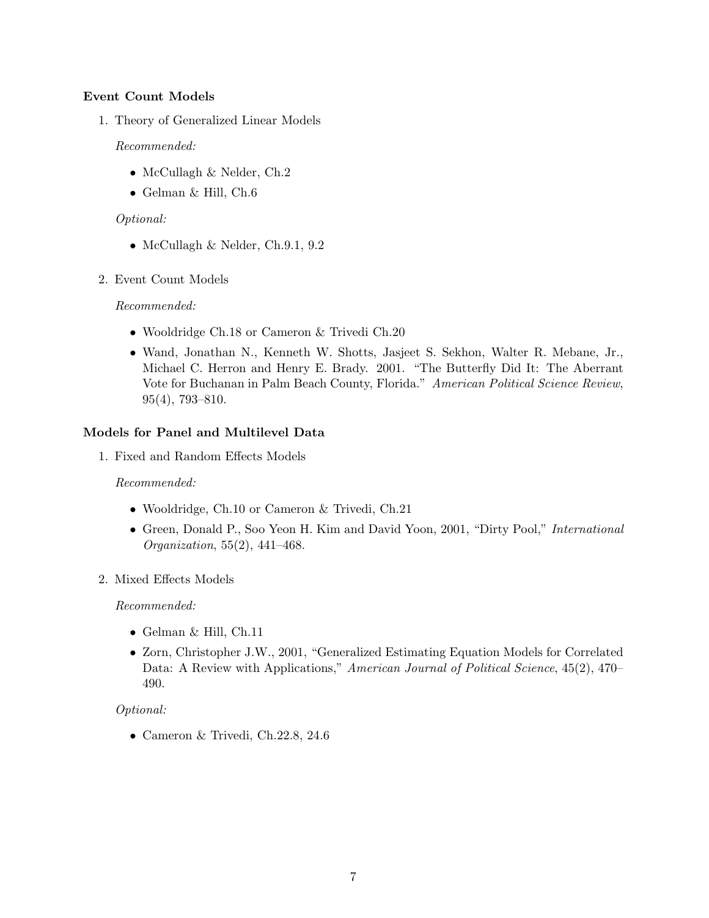**Event Count Models**

1. Theory of Generalized Linear Models

   *Recommended:*

   - McCullagh & Nelder, Ch.2
   - Gelman & Hill, Ch.6

   *Optional:*

   - McCullagh & Nelder, Ch.9.1, 9.2

2. Event Count Models

   *Recommended:*

   - Wooldridge Ch.18 or Cameron & Trivedi Ch.20
   - Wand, Jonathan N., Kenneth W. Shotts, Jasjeet S. Sekhon, Walter R. Mebane, Jr., Michael C. Herron and Henry E. Brady. 2001. "The Butterfly Did It: The Aberrant Vote for Buchanan in Palm Beach County, Florida." *American Political Science Review*, 95(4), 793–810.

**Models for Panel and Multilevel Data**

1. Fixed and Random Effects Models

   *Recommended:*

   - Wooldridge, Ch.10 or Cameron & Trivedi, Ch.21
   - Green, Donald P., Soo Yeon H. Kim and David Yoon, 2001, "Dirty Pool," *International Organization*, 55(2), 441–468.

2. Mixed Effects Models

   *Recommended:*

   - Gelman & Hill, Ch.11
   - Zorn, Christopher J.W., 2001, "Generalized Estimating Equation Models for Correlated Data: A Review with Applications," *American Journal of Political Science*, 45(2), 470–490.

   *Optional:*

   - Cameron & Trivedi, Ch.22.8, 24.6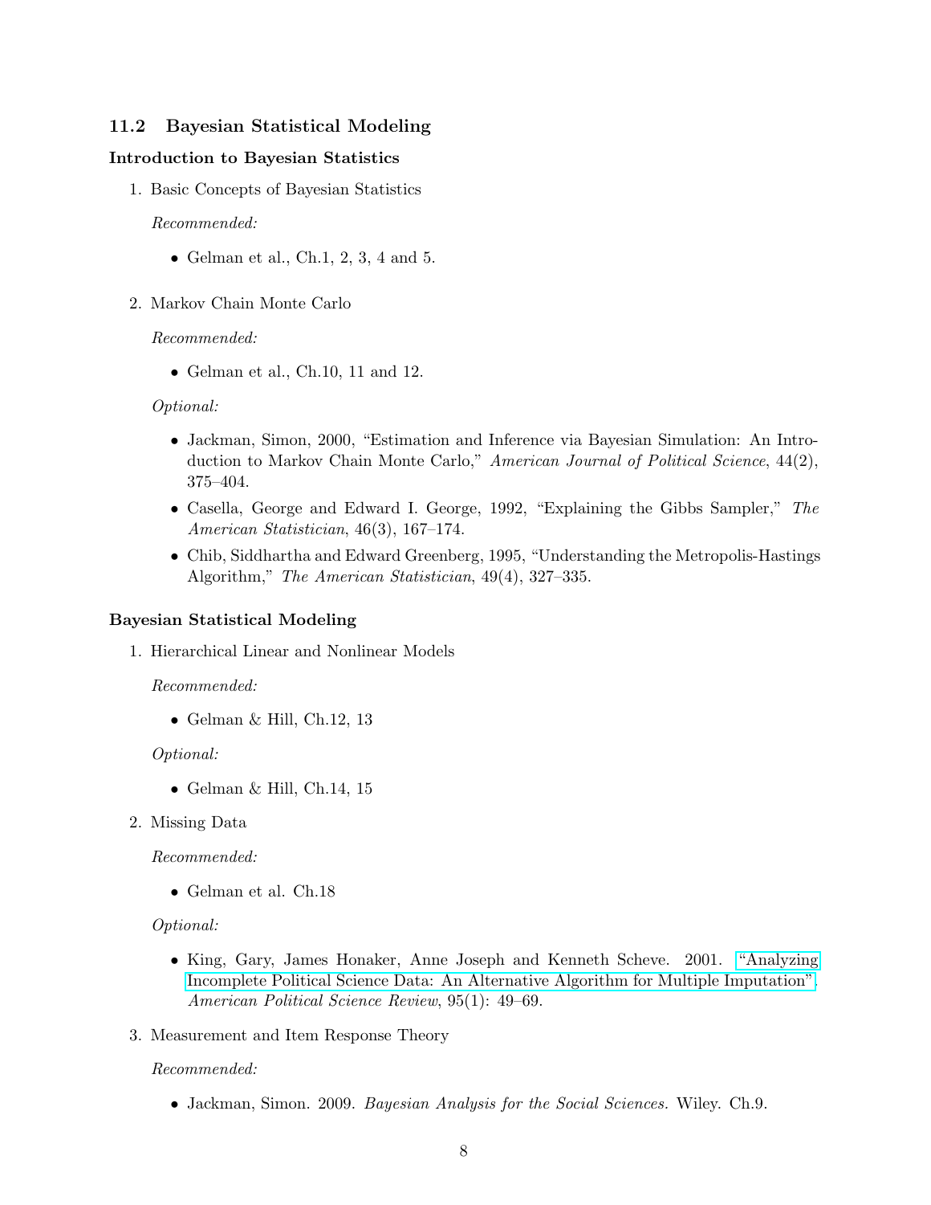### 11.2 Bayesian Statistical Modeling

#### Introduction to Bayesian Statistics

1. Basic Concepts of Bayesian Statistics

   *Recommended:*

   - Gelman et al., Ch.1, 2, 3, 4 and 5.

2. Markov Chain Monte Carlo

   *Recommended:*

   - Gelman et al., Ch.10, 11 and 12.

   *Optional:*

   - Jackman, Simon, 2000, "Estimation and Inference via Bayesian Simulation: An Introduction to Markov Chain Monte Carlo," *American Journal of Political Science*, 44(2), 375–404.
   - Casella, George and Edward I. George, 1992, "Explaining the Gibbs Sampler," *The American Statistician*, 46(3), 167–174.
   - Chib, Siddhartha and Edward Greenberg, 1995, "Understanding the Metropolis-Hastings Algorithm," *The American Statistician*, 49(4), 327–335.

#### Bayesian Statistical Modeling

1. Hierarchical Linear and Nonlinear Models

   *Recommended:*

   - Gelman & Hill, Ch.12, 13

   *Optional:*

   - Gelman & Hill, Ch.14, 15

2. Missing Data

   *Recommended:*

   - Gelman et al. Ch.18

   *Optional:*

   - King, Gary, James Honaker, Anne Joseph and Kenneth Scheve. 2001. "Analyzing Incomplete Political Science Data: An Alternative Algorithm for Multiple Imputation". *American Political Science Review*, 95(1): 49–69.

3. Measurement and Item Response Theory

   *Recommended:*

   - Jackman, Simon. 2009. *Bayesian Analysis for the Social Sciences.* Wiley. Ch.9.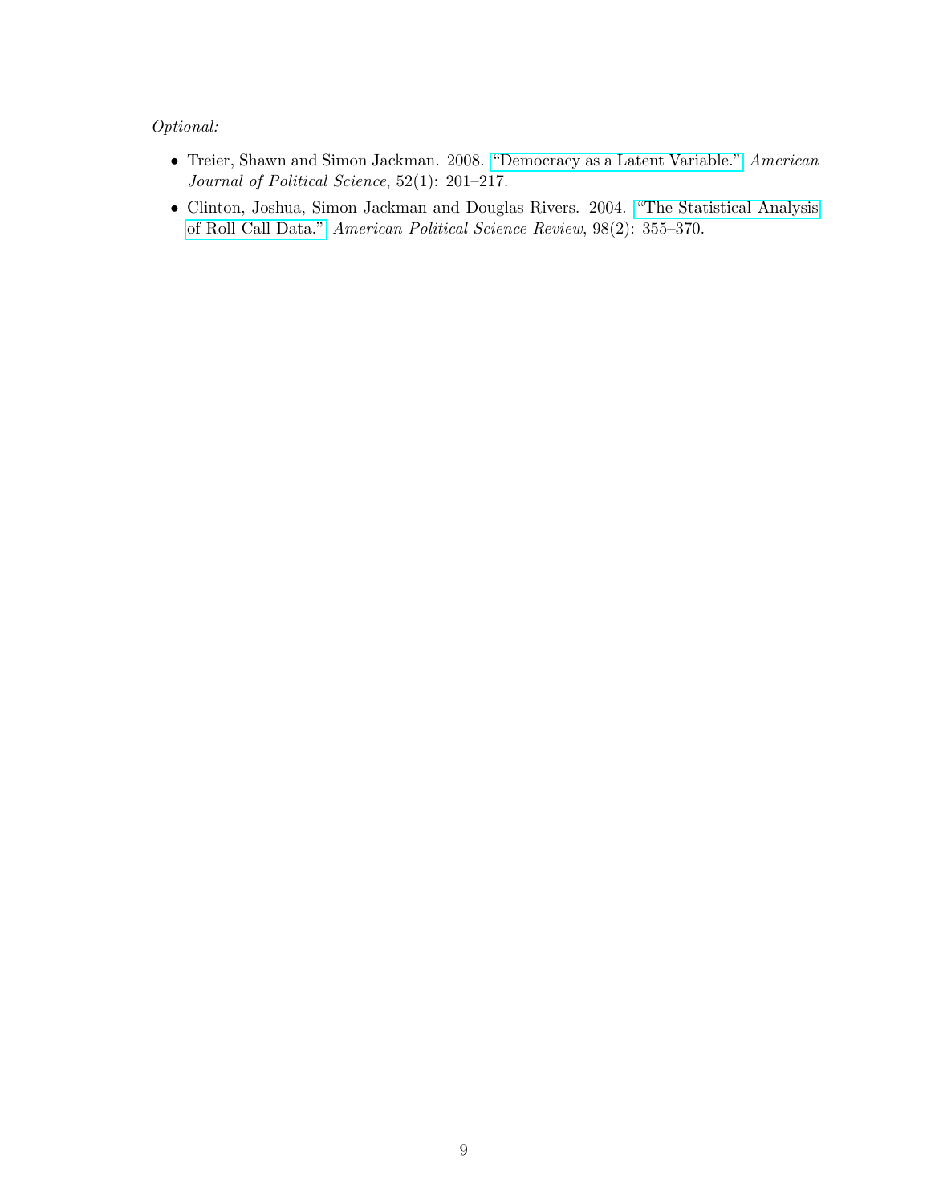*Optional:*

- Treier, Shawn and Simon Jackman. 2008. "Democracy as a Latent Variable." *American Journal of Political Science*, 52(1): 201–217.
- Clinton, Joshua, Simon Jackman and Douglas Rivers. 2004. "The Statistical Analysis of Roll Call Data." *American Political Science Review*, 98(2): 355–370.